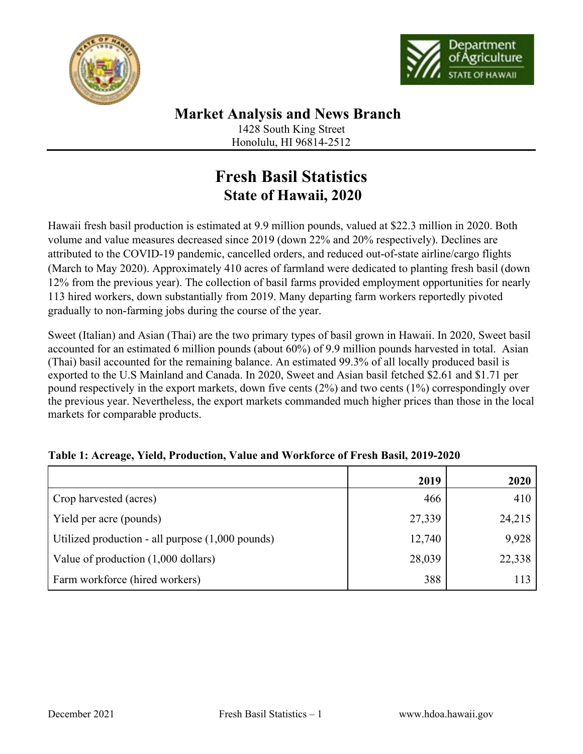## Market Analysis and News Branch

1428 South King Street
Honolulu, HI 96814-2512

# Fresh Basil Statistics
## State of Hawaii, 2020

Hawaii fresh basil production is estimated at 9.9 million pounds, valued at $22.3 million in 2020. Both volume and value measures decreased since 2019 (down 22% and 20% respectively). Declines are attributed to the COVID-19 pandemic, cancelled orders, and reduced out-of-state airline/cargo flights (March to May 2020). Approximately 410 acres of farmland were dedicated to planting fresh basil (down 12% from the previous year). The collection of basil farms provided employment opportunities for nearly 113 hired workers, down substantially from 2019. Many departing farm workers reportedly pivoted gradually to non-farming jobs during the course of the year.

Sweet (Italian) and Asian (Thai) are the two primary types of basil grown in Hawaii. In 2020, Sweet basil accounted for an estimated 6 million pounds (about 60%) of 9.9 million pounds harvested in total. Asian (Thai) basil accounted for the remaining balance. An estimated 99.3% of all locally produced basil is exported to the U.S Mainland and Canada. In 2020, Sweet and Asian basil fetched $2.61 and $1.71 per pound respectively in the export markets, down five cents (2%) and two cents (1%) correspondingly over the previous year. Nevertheless, the export markets commanded much higher prices than those in the local markets for comparable products.

**Table 1: Acreage, Yield, Production, Value and Workforce of Fresh Basil, 2019-2020**

| | 2019 | 2020 |
|---|---:|---:|
| Crop harvested (acres) | 466 | 410 |
| Yield per acre (pounds) | 27,339 | 24,215 |
| Utilized production - all purpose (1,000 pounds) | 12,740 | 9,928 |
| Value of production (1,000 dollars) | 28,039 | 22,338 |
| Farm workforce (hired workers) | 388 | 113 |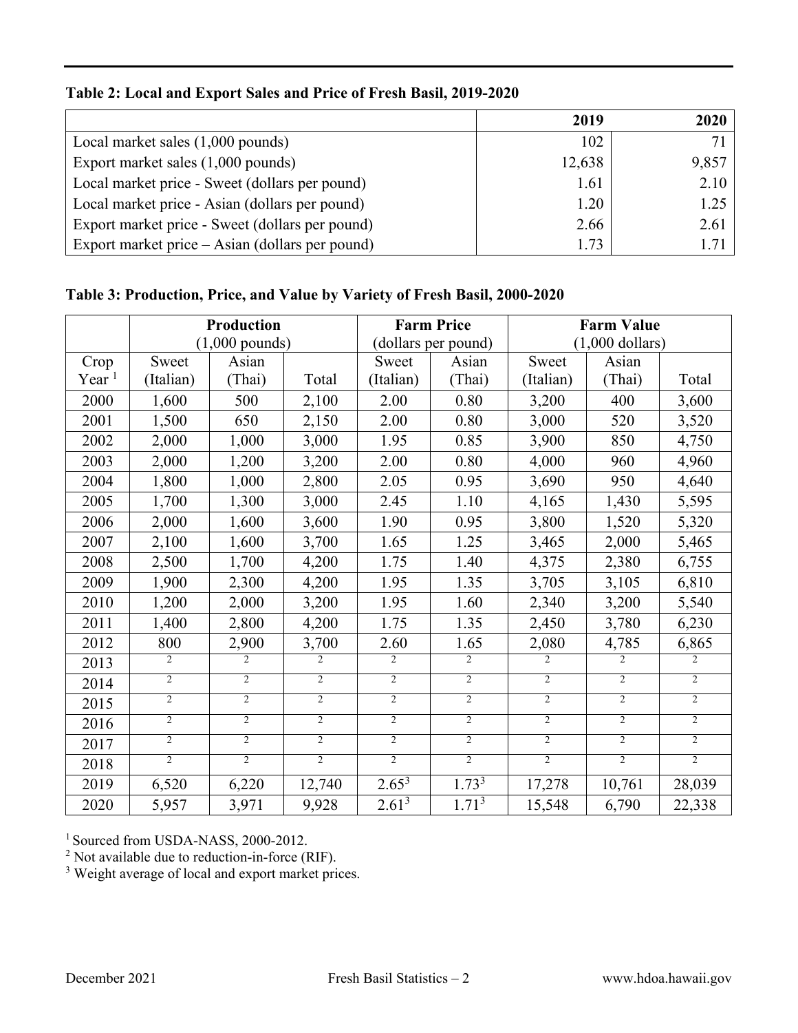**Table 2: Local and Export Sales and Price of Fresh Basil, 2019-2020**

| | 2019 | 2020 |
|---|---|---|
| Local market sales (1,000 pounds) | 102 | 71 |
| Export market sales (1,000 pounds) | 12,638 | 9,857 |
| Local market price - Sweet (dollars per pound) | 1.61 | 2.10 |
| Local market price - Asian (dollars per pound) | 1.20 | 1.25 |
| Export market price - Sweet (dollars per pound) | 2.66 | 2.61 |
| Export market price – Asian (dollars per pound) | 1.73 | 1.71 |

**Table 3: Production, Price, and Value by Variety of Fresh Basil, 2000-2020**

| | Production (1,000 pounds) | | | Farm Price (dollars per pound) | | Farm Value (1,000 dollars) | | |
|---|---|---|---|---|---|---|---|---|
| Crop Year [1] | Sweet (Italian) | Asian (Thai) | Total | Sweet (Italian) | Asian (Thai) | Sweet (Italian) | Asian (Thai) | Total |
| 2000 | 1,600 | 500 | 2,100 | 2.00 | 0.80 | 3,200 | 400 | 3,600 |
| 2001 | 1,500 | 650 | 2,150 | 2.00 | 0.80 | 3,000 | 520 | 3,520 |
| 2002 | 2,000 | 1,000 | 3,000 | 1.95 | 0.85 | 3,900 | 850 | 4,750 |
| 2003 | 2,000 | 1,200 | 3,200 | 2.00 | 0.80 | 4,000 | 960 | 4,960 |
| 2004 | 1,800 | 1,000 | 2,800 | 2.05 | 0.95 | 3,690 | 950 | 4,640 |
| 2005 | 1,700 | 1,300 | 3,000 | 2.45 | 1.10 | 4,165 | 1,430 | 5,595 |
| 2006 | 2,000 | 1,600 | 3,600 | 1.90 | 0.95 | 3,800 | 1,520 | 5,320 |
| 2007 | 2,100 | 1,600 | 3,700 | 1.65 | 1.25 | 3,465 | 2,000 | 5,465 |
| 2008 | 2,500 | 1,700 | 4,200 | 1.75 | 1.40 | 4,375 | 2,380 | 6,755 |
| 2009 | 1,900 | 2,300 | 4,200 | 1.95 | 1.35 | 3,705 | 3,105 | 6,810 |
| 2010 | 1,200 | 2,000 | 3,200 | 1.95 | 1.60 | 2,340 | 3,200 | 5,540 |
| 2011 | 1,400 | 2,800 | 4,200 | 1.75 | 1.35 | 2,450 | 3,780 | 6,230 |
| 2012 | 800 | 2,900 | 3,700 | 2.60 | 1.65 | 2,080 | 4,785 | 6,865 |
| 2013 | [2] | [2] | [2] | [2] | [2] | [2] | [2] | [2] |
| 2014 | [2] | [2] | [2] | [2] | [2] | [2] | [2] | [2] |
| 2015 | [2] | [2] | [2] | [2] | [2] | [2] | [2] | [2] |
| 2016 | [2] | [2] | [2] | [2] | [2] | [2] | [2] | [2] |
| 2017 | [2] | [2] | [2] | [2] | [2] | [2] | [2] | [2] |
| 2018 | [2] | [2] | [2] | [2] | [2] | [2] | [2] | [2] |
| 2019 | 6,520 | 6,220 | 12,740 | 2.65[3] | 1.73[3] | 17,278 | 10,761 | 28,039 |
| 2020 | 5,957 | 3,971 | 9,928 | 2.61[3] | 1.71[3] | 15,548 | 6,790 | 22,338 |

[1] Sourced from USDA-NASS, 2000-2012.
[2] Not available due to reduction-in-force (RIF).
[3] Weight average of local and export market prices.